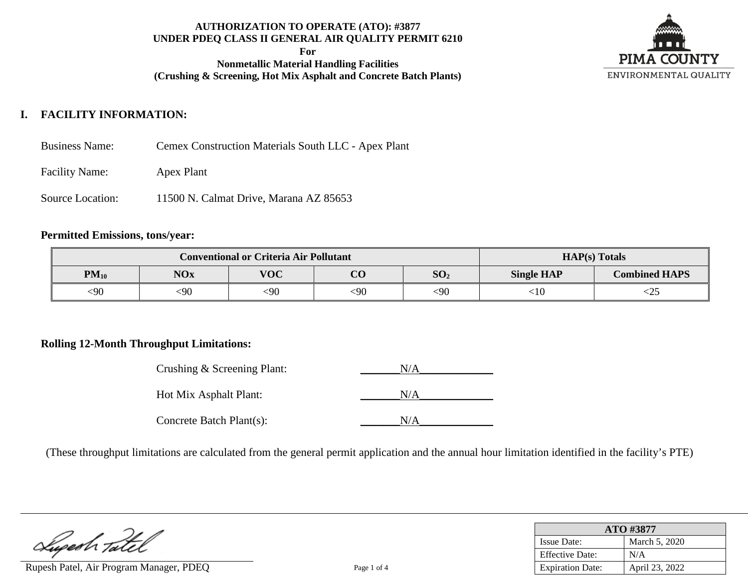**AUTHORIZATION TO OPERATE (ATO): #3877**
**UNDER PDEQ CLASS II GENERAL AIR QUALITY PERMIT 6210**
**For**
**Nonmetallic Material Handling Facilities**
**(Crushing & Screening, Hot Mix Asphalt and Concrete Batch Plants)**

PIMA COUNTY
ENVIRONMENTAL QUALITY

## I. FACILITY INFORMATION:

Business Name: Cemex Construction Materials South LLC - Apex Plant

Facility Name: Apex Plant

Source Location: 11500 N. Calmat Drive, Marana AZ 85653

**Permitted Emissions, tons/year:**

| Conventional or Criteria Air Pollutant | | | | | HAP(s) Totals | |
|---|---|---|---|---|---|---|
| $PM_{10}$ | NOx | VOC | CO | $SO_2$ | Single HAP | Combined HAPS |
| <90 | <90 | <90 | <90 | <90 | <10 | <25 |

**Rolling 12-Month Throughput Limitations:**

Crushing & Screening Plant: N/A

Hot Mix Asphalt Plant: N/A

Concrete Batch Plant(s): N/A

(These throughput limitations are calculated from the general permit application and the annual hour limitation identified in the facility's PTE)

Rupesh Patel, Air Program Manager, PDEQ

| ATO #3877 | |
|---|---|
| Issue Date: | March 5, 2020 |
| Effective Date: | N/A |
| Expiration Date: | April 23, 2022 |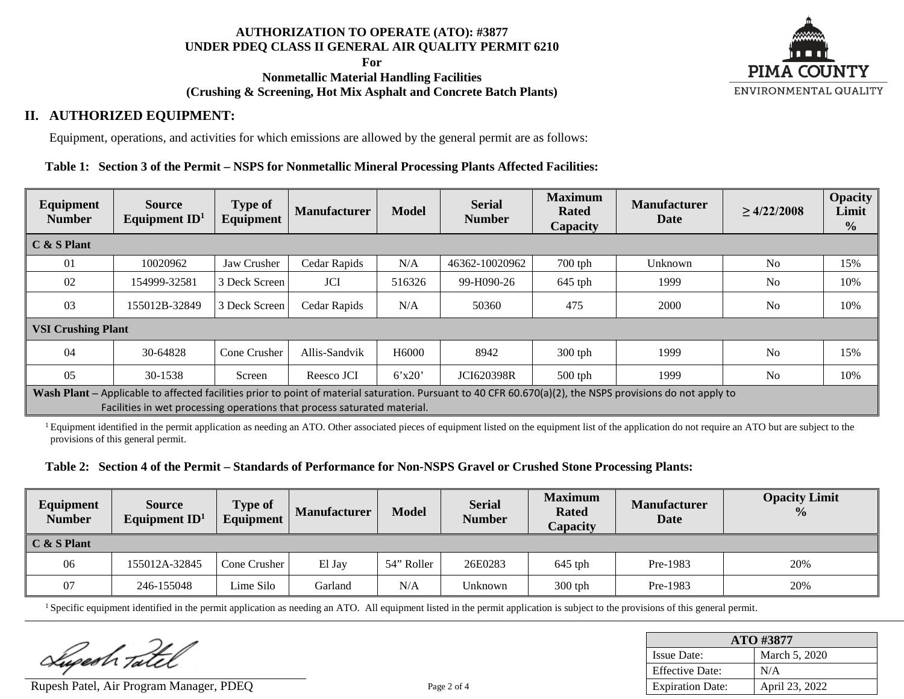**AUTHORIZATION TO OPERATE (ATO): #3877**
**UNDER PDEQ CLASS II GENERAL AIR QUALITY PERMIT 6210**
**For**
**Nonmetallic Material Handling Facilities**
**(Crushing & Screening, Hot Mix Asphalt and Concrete Batch Plants)**

PIMA COUNTY ENVIRONMENTAL QUALITY

## II. AUTHORIZED EQUIPMENT:

Equipment, operations, and activities for which emissions are allowed by the general permit are as follows:

**Table 1: Section 3 of the Permit – NSPS for Nonmetallic Mineral Processing Plants Affected Facilities:**

| Equipment Number | Source Equipment ID[1] | Type of Equipment | Manufacturer | Model | Serial Number | Maximum Rated Capacity | Manufacturer Date | ≥ 4/22/2008 | Opacity Limit % |
|---|---|---|---|---|---|---|---|---|---|
| **C & S Plant** | | | | | | | | | |
| 01 | 10020962 | Jaw Crusher | Cedar Rapids | N/A | 46362-10020962 | 700 tph | Unknown | No | 15% |
| 02 | 154999-32581 | 3 Deck Screen | JCI | 516326 | 99-H090-26 | 645 tph | 1999 | No | 10% |
| 03 | 155012B-32849 | 3 Deck Screen | Cedar Rapids | N/A | 50360 | 475 | 2000 | No | 10% |
| **VSI Crushing Plant** | | | | | | | | | |
| 04 | 30-64828 | Cone Crusher | Allis-Sandvik | H6000 | 8942 | 300 tph | 1999 | No | 15% |
| 05 | 30-1538 | Screen | Reesco JCI | 6'x20' | JCI620398R | 500 tph | 1999 | No | 10% |
| **Wash Plant** – Applicable to affected facilities prior to point of material saturation. Pursuant to 40 CFR 60.670(a)(2), the NSPS provisions do not apply to Facilities in wet processing operations that process saturated material. | | | | | | | | | |

[1] Equipment identified in the permit application as needing an ATO. Other associated pieces of equipment listed on the equipment list of the application do not require an ATO but are subject to the provisions of this general permit.

**Table 2: Section 4 of the Permit – Standards of Performance for Non-NSPS Gravel or Crushed Stone Processing Plants:**

| Equipment Number | Source Equipment ID[1] | Type of Equipment | Manufacturer | Model | Serial Number | Maximum Rated Capacity | Manufacturer Date | Opacity Limit % |
|---|---|---|---|---|---|---|---|---|
| **C & S Plant** | | | | | | | | |
| 06 | 155012A-32845 | Cone Crusher | El Jay | 54" Roller | 26E0283 | 645 tph | Pre-1983 | 20% |
| 07 | 246-155048 | Lime Silo | Garland | N/A | Unknown | 300 tph | Pre-1983 | 20% |

[1] Specific equipment identified in the permit application as needing an ATO. All equipment listed in the permit application is subject to the provisions of this general permit.

Rupesh Patel, Air Program Manager, PDEQ

| ATO #3877 | |
|---|---|
| Issue Date: | March 5, 2020 |
| Effective Date: | N/A |
| Expiration Date: | April 23, 2022 |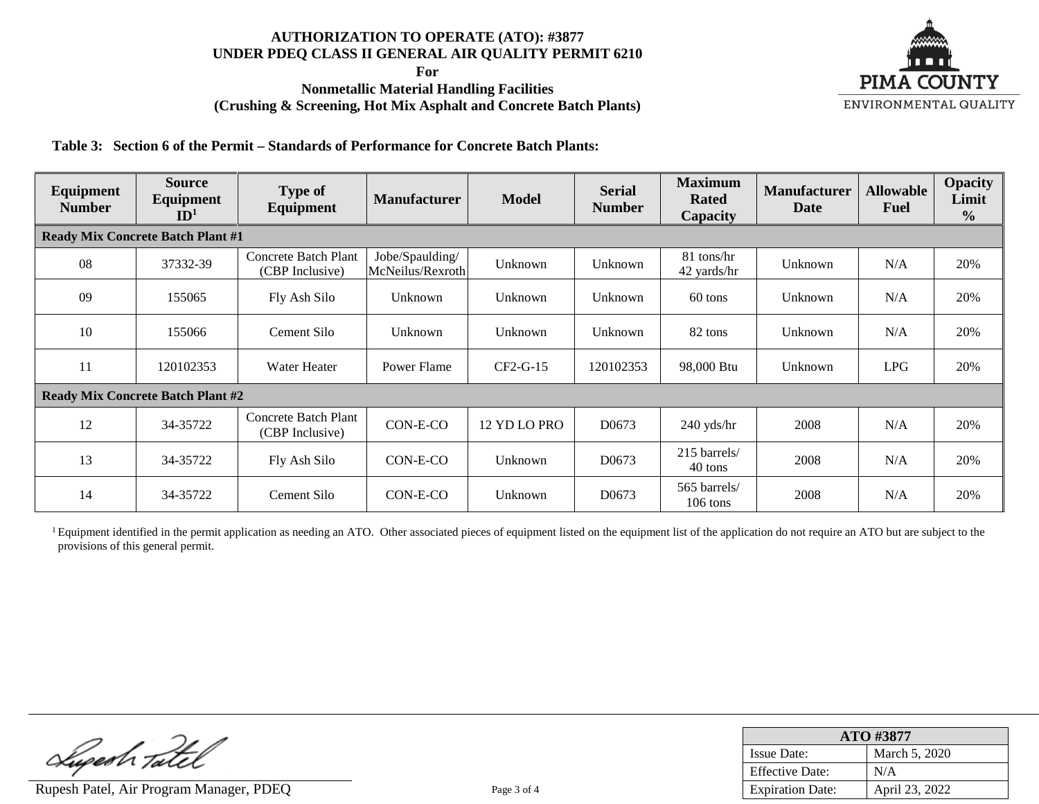**AUTHORIZATION TO OPERATE (ATO): #3877**
**UNDER PDEQ CLASS II GENERAL AIR QUALITY PERMIT 6210**
**For**
**Nonmetallic Material Handling Facilities**
**(Crushing & Screening, Hot Mix Asphalt and Concrete Batch Plants)**

PIMA COUNTY
ENVIRONMENTAL QUALITY

**Table 3: Section 6 of the Permit – Standards of Performance for Concrete Batch Plants:**

| Equipment Number | Source Equipment ID[1] | Type of Equipment | Manufacturer | Model | Serial Number | Maximum Rated Capacity | Manufacturer Date | Allowable Fuel | Opacity Limit % |
|---|---|---|---|---|---|---|---|---|---|
| **Ready Mix Concrete Batch Plant #1** | | | | | | | | | |
| 08 | 37332-39 | Concrete Batch Plant (CBP Inclusive) | Jobe/Spaulding/ McNeilus/Rexroth | Unknown | Unknown | 81 tons/hr 42 yards/hr | Unknown | N/A | 20% |
| 09 | 155065 | Fly Ash Silo | Unknown | Unknown | Unknown | 60 tons | Unknown | N/A | 20% |
| 10 | 155066 | Cement Silo | Unknown | Unknown | Unknown | 82 tons | Unknown | N/A | 20% |
| 11 | 120102353 | Water Heater | Power Flame | CF2-G-15 | 120102353 | 98,000 Btu | Unknown | LPG | 20% |
| **Ready Mix Concrete Batch Plant #2** | | | | | | | | | |
| 12 | 34-35722 | Concrete Batch Plant (CBP Inclusive) | CON-E-CO | 12 YD LO PRO | D0673 | 240 yds/hr | 2008 | N/A | 20% |
| 13 | 34-35722 | Fly Ash Silo | CON-E-CO | Unknown | D0673 | 215 barrels/ 40 tons | 2008 | N/A | 20% |
| 14 | 34-35722 | Cement Silo | CON-E-CO | Unknown | D0673 | 565 barrels/ 106 tons | 2008 | N/A | 20% |

[1] Equipment identified in the permit application as needing an ATO. Other associated pieces of equipment listed on the equipment list of the application do not require an ATO but are subject to the provisions of this general permit.

Rupesh Patel, Air Program Manager, PDEQ

| ATO #3877 | |
|---|---|
| Issue Date: | March 5, 2020 |
| Effective Date: | N/A |
| Expiration Date: | April 23, 2022 |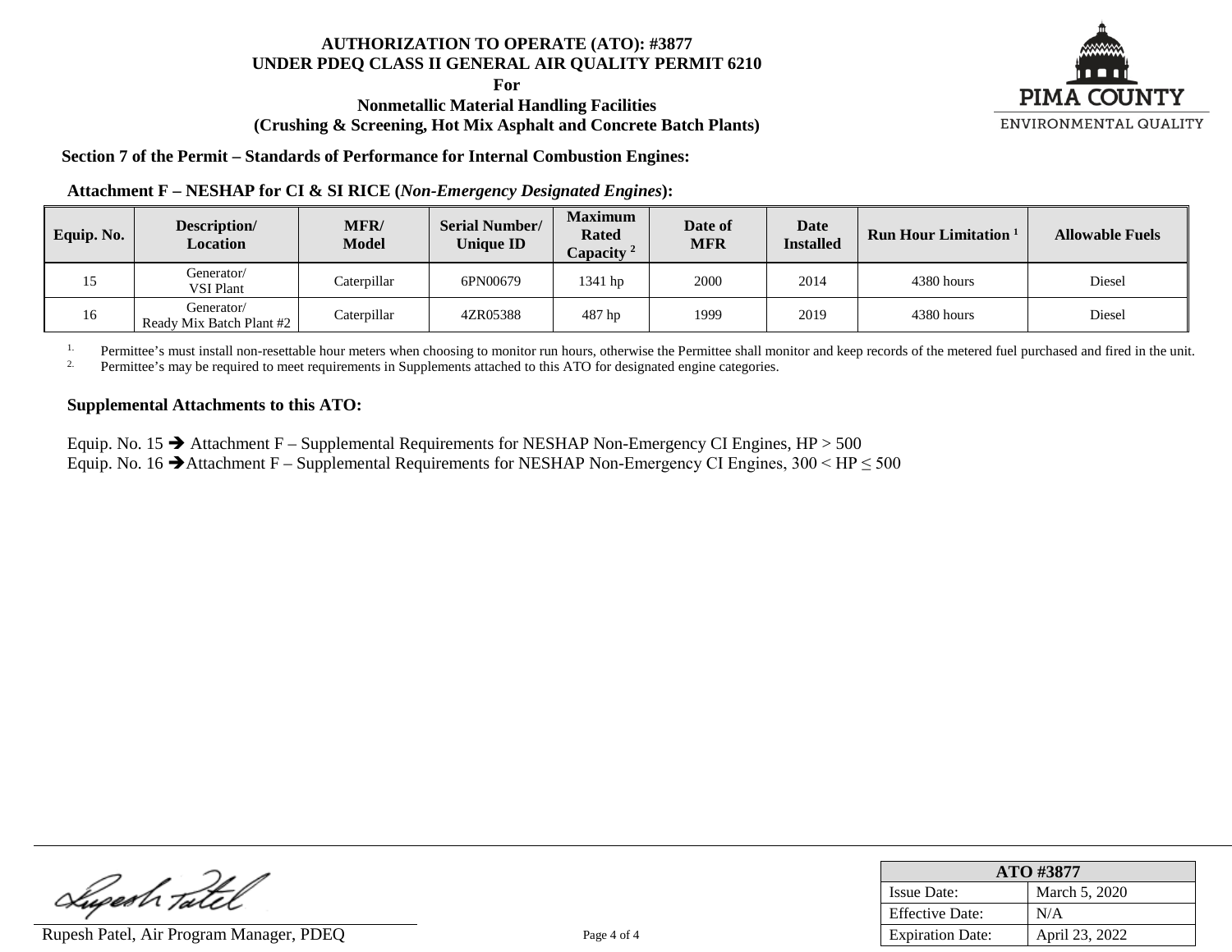**AUTHORIZATION TO OPERATE (ATO): #3877**
**UNDER PDEQ CLASS II GENERAL AIR QUALITY PERMIT 6210**
**For**
**Nonmetallic Material Handling Facilities**
**(Crushing & Screening, Hot Mix Asphalt and Concrete Batch Plants)**

**Section 7 of the Permit – Standards of Performance for Internal Combustion Engines:**

**Attachment F – NESHAP for CI & SI RICE (*Non-Emergency Designated Engines*):**

| Equip. No. | Description/ Location | MFR/ Model | Serial Number/ Unique ID | Maximum Rated Capacity [2] | Date of MFR | Date Installed | Run Hour Limitation [1] | Allowable Fuels |
|---|---|---|---|---|---|---|---|---|
| 15 | Generator/ VSI Plant | Caterpillar | 6PN00679 | 1341 hp | 2000 | 2014 | 4380 hours | Diesel |
| 16 | Generator/ Ready Mix Batch Plant #2 | Caterpillar | 4ZR05388 | 487 hp | 1999 | 2019 | 4380 hours | Diesel |

1. Permittee's must install non-resettable hour meters when choosing to monitor run hours, otherwise the Permittee shall monitor and keep records of the metered fuel purchased and fired in the unit.
2. Permittee's may be required to meet requirements in Supplements attached to this ATO for designated engine categories.

**Supplemental Attachments to this ATO:**

Equip. No. 15 ➔ Attachment F – Supplemental Requirements for NESHAP Non-Emergency CI Engines, HP > 500
Equip. No. 16 ➔Attachment F – Supplemental Requirements for NESHAP Non-Emergency CI Engines, 300 < HP ≤ 500

Rupesh Patel, Air Program Manager, PDEQ

| ATO #3877 | |
|---|---|
| Issue Date: | March 5, 2020 |
| Effective Date: | N/A |
| Expiration Date: | April 23, 2022 |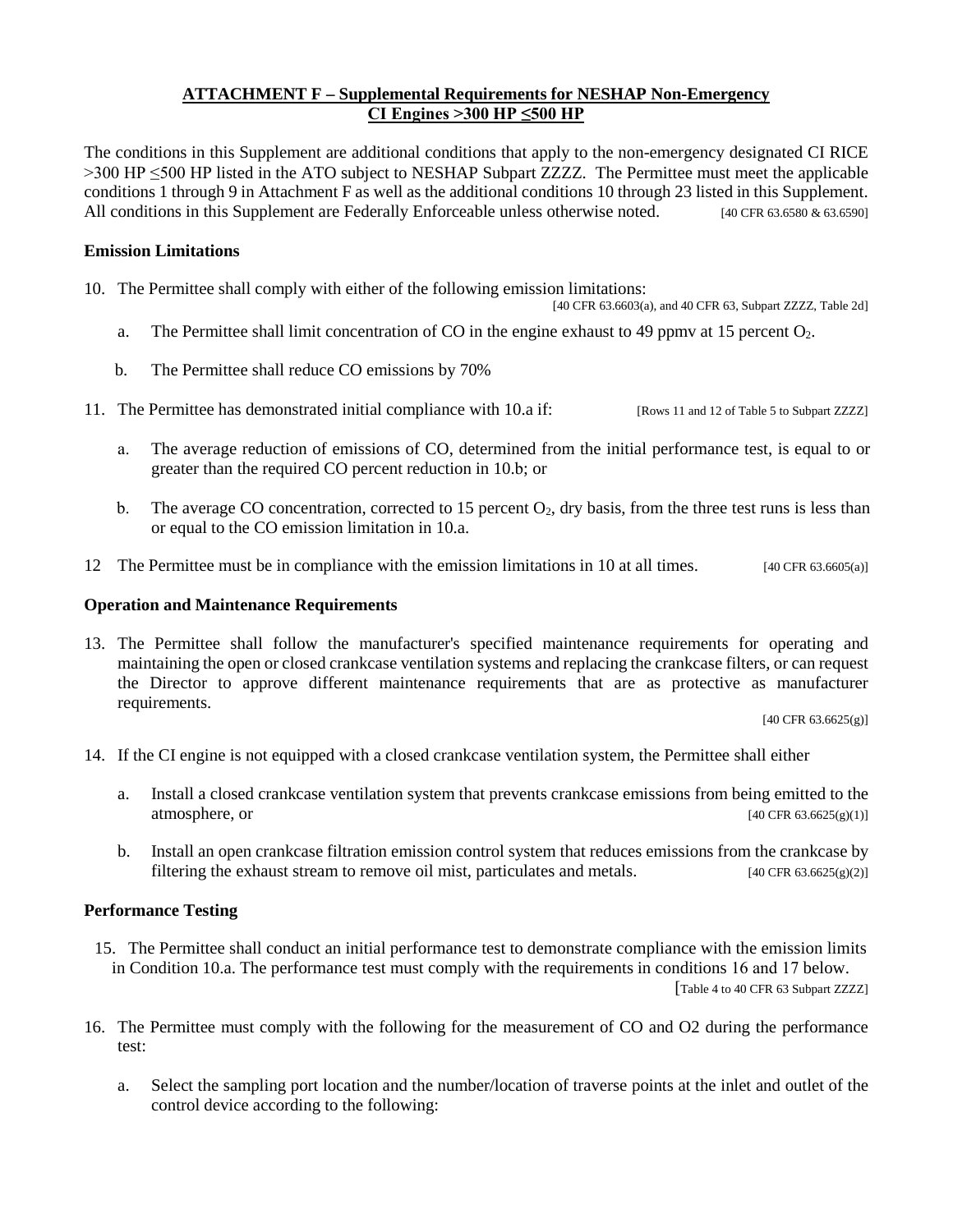## ATTACHMENT F – Supplemental Requirements for NESHAP Non-Emergency CI Engines >300 HP ≤500 HP

The conditions in this Supplement are additional conditions that apply to the non-emergency designated CI RICE >300 HP ≤500 HP listed in the ATO subject to NESHAP Subpart ZZZZ. The Permittee must meet the applicable conditions 1 through 9 in Attachment F as well as the additional conditions 10 through 23 listed in this Supplement. All conditions in this Supplement are Federally Enforceable unless otherwise noted. [40 CFR 63.6580 & 63.6590]

### Emission Limitations

10. The Permittee shall comply with either of the following emission limitations:
    [40 CFR 63.6603(a), and 40 CFR 63, Subpart ZZZZ, Table 2d]

    a. The Permittee shall limit concentration of CO in the engine exhaust to 49 ppmv at 15 percent $O_2$.

    b. The Permittee shall reduce CO emissions by 70%

11. The Permittee has demonstrated initial compliance with 10.a if: [Rows 11 and 12 of Table 5 to Subpart ZZZZ]

    a. The average reduction of emissions of CO, determined from the initial performance test, is equal to or greater than the required CO percent reduction in 10.b; or

    b. The average CO concentration, corrected to 15 percent $O_2$, dry basis, from the three test runs is less than or equal to the CO emission limitation in 10.a.

12 The Permittee must be in compliance with the emission limitations in 10 at all times. [40 CFR 63.6605(a)]

### Operation and Maintenance Requirements

13. The Permittee shall follow the manufacturer's specified maintenance requirements for operating and maintaining the open or closed crankcase ventilation systems and replacing the crankcase filters, or can request the Director to approve different maintenance requirements that are as protective as manufacturer requirements.
    [40 CFR 63.6625(g)]

14. If the CI engine is not equipped with a closed crankcase ventilation system, the Permittee shall either

    a. Install a closed crankcase ventilation system that prevents crankcase emissions from being emitted to the atmosphere, or [40 CFR 63.6625(g)(1)]

    b. Install an open crankcase filtration emission control system that reduces emissions from the crankcase by filtering the exhaust stream to remove oil mist, particulates and metals. [40 CFR 63.6625(g)(2)]

### Performance Testing

15. The Permittee shall conduct an initial performance test to demonstrate compliance with the emission limits in Condition 10.a. The performance test must comply with the requirements in conditions 16 and 17 below.
    [Table 4 to 40 CFR 63 Subpart ZZZZ]

16. The Permittee must comply with the following for the measurement of CO and O2 during the performance test:

    a. Select the sampling port location and the number/location of traverse points at the inlet and outlet of the control device according to the following: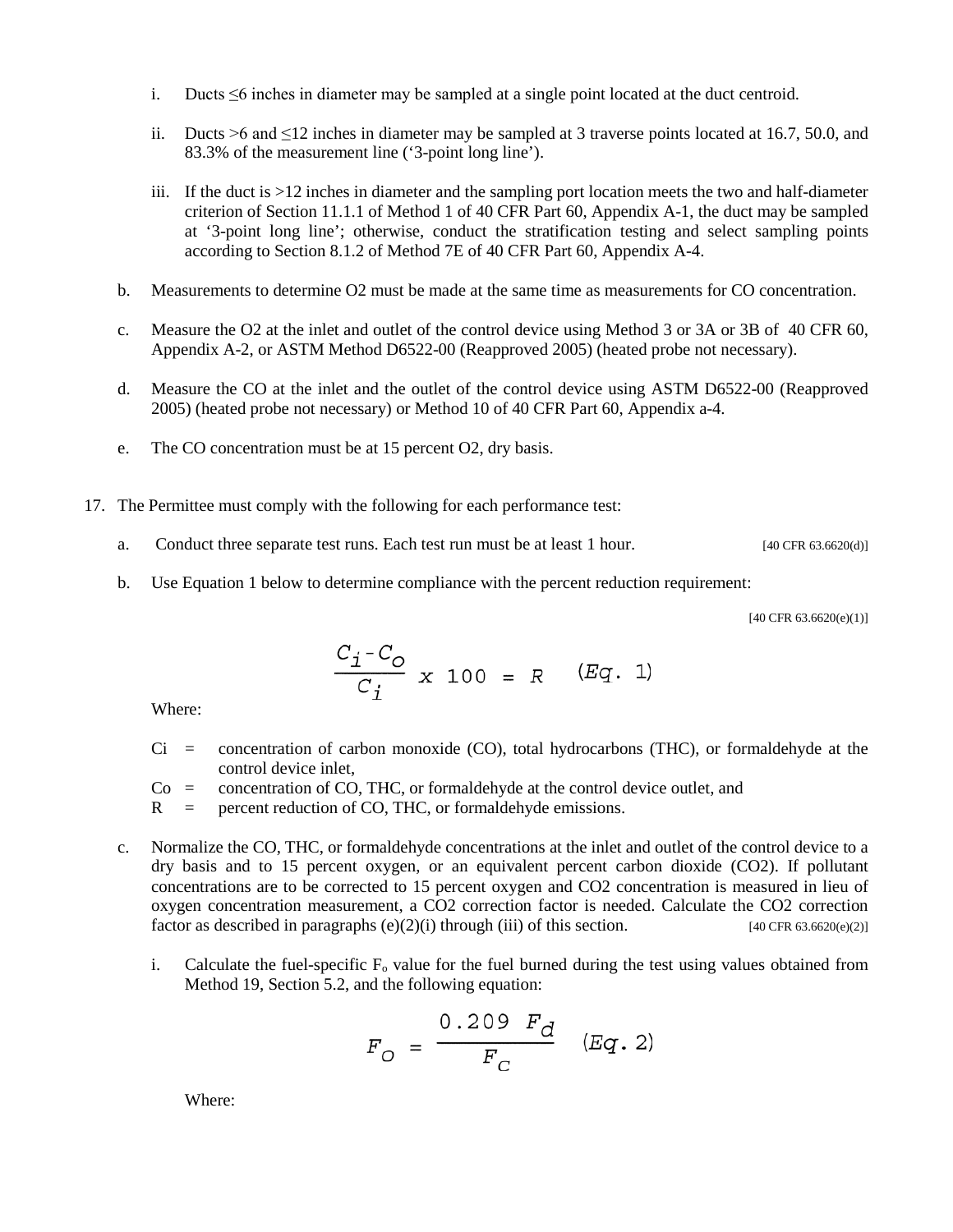i. Ducts ≤6 inches in diameter may be sampled at a single point located at the duct centroid.

ii. Ducts >6 and ≤12 inches in diameter may be sampled at 3 traverse points located at 16.7, 50.0, and 83.3% of the measurement line ('3-point long line').

iii. If the duct is >12 inches in diameter and the sampling port location meets the two and half-diameter criterion of Section 11.1.1 of Method 1 of 40 CFR Part 60, Appendix A-1, the duct may be sampled at '3-point long line'; otherwise, conduct the stratification testing and select sampling points according to Section 8.1.2 of Method 7E of 40 CFR Part 60, Appendix A-4.

b. Measurements to determine $O_2$ must be made at the same time as measurements for CO concentration.

c. Measure the $O_2$ at the inlet and outlet of the control device using Method 3 or 3A or 3B of 40 CFR 60, Appendix A-2, or ASTM Method D6522-00 (Reapproved 2005) (heated probe not necessary).

d. Measure the CO at the inlet and the outlet of the control device using ASTM D6522-00 (Reapproved 2005) (heated probe not necessary) or Method 10 of 40 CFR Part 60, Appendix a-4.

e. The CO concentration must be at 15 percent $O_2$, dry basis.

17. The Permittee must comply with the following for each performance test:

a. Conduct three separate test runs. Each test run must be at least 1 hour. [40 CFR 63.6620(d)]

b. Use Equation 1 below to determine compliance with the percent reduction requirement:

[40 CFR 63.6620(e)(1)]

$$\frac{C_i - C_o}{C_i} \times 100 = R \quad (Eq.\ 1)$$

Where:

$C_i$ = concentration of carbon monoxide (CO), total hydrocarbons (THC), or formaldehyde at the control device inlet,

$C_o$ = concentration of CO, THC, or formaldehyde at the control device outlet, and

R = percent reduction of CO, THC, or formaldehyde emissions.

c. Normalize the CO, THC, or formaldehyde concentrations at the inlet and outlet of the control device to a dry basis and to 15 percent oxygen, or an equivalent percent carbon dioxide ($CO_2$). If pollutant concentrations are to be corrected to 15 percent oxygen and $CO_2$ concentration is measured in lieu of oxygen concentration measurement, a $CO_2$ correction factor is needed. Calculate the $CO_2$ correction factor as described in paragraphs (e)(2)(i) through (iii) of this section. [40 CFR 63.6620(e)(2)]

i. Calculate the fuel-specific $F_o$ value for the fuel burned during the test using values obtained from Method 19, Section 5.2, and the following equation:

$$F_O = \frac{0.209\ F_d}{F_C} \quad (Eq.\ 2)$$

Where: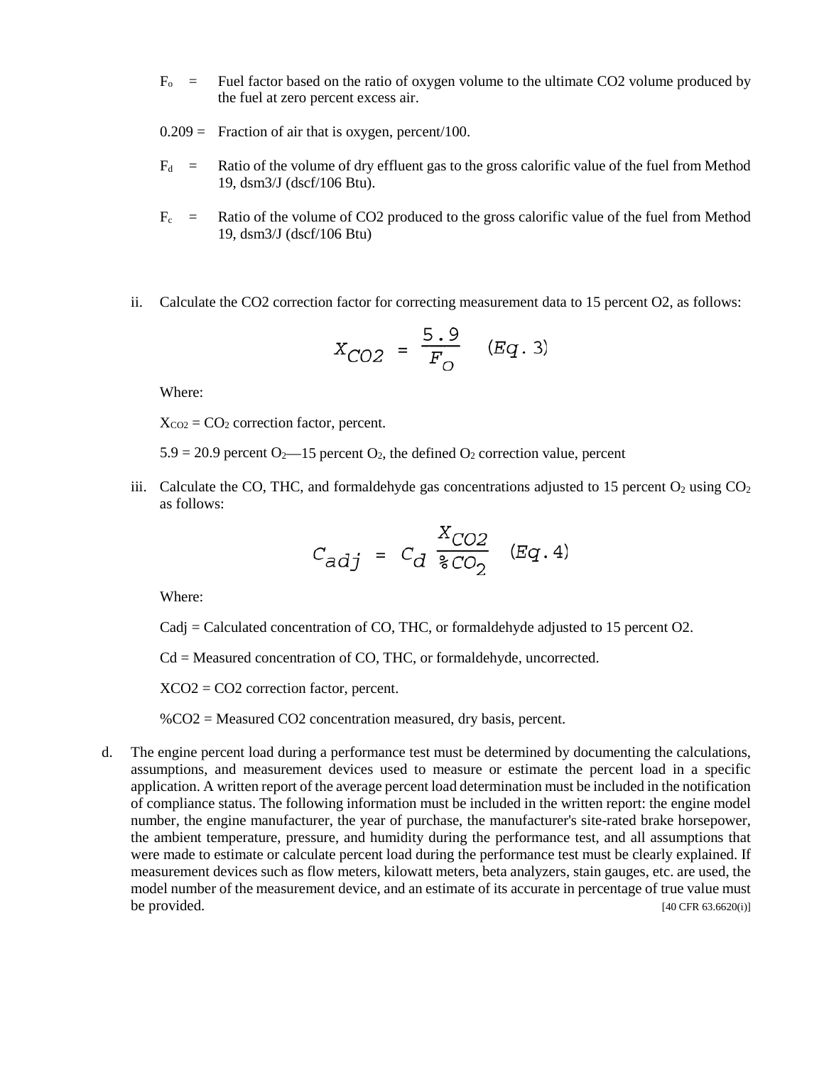$F_o$ = Fuel factor based on the ratio of oxygen volume to the ultimate $CO_2$ volume produced by the fuel at zero percent excess air.

0.209 = Fraction of air that is oxygen, percent/100.

$F_d$ = Ratio of the volume of dry effluent gas to the gross calorific value of the fuel from Method 19, dsm3/J (dscf/106 Btu).

$F_c$ = Ratio of the volume of $CO_2$ produced to the gross calorific value of the fuel from Method 19, dsm3/J (dscf/106 Btu)

ii. Calculate the $CO_2$ correction factor for correcting measurement data to 15 percent $O_2$, as follows:

$$X_{CO2} = \frac{5.9}{F_O} \quad (Eq. 3)$$

Where:

$X_{CO2}$ = $CO_2$ correction factor, percent.

5.9 = 20.9 percent $O_2$—15 percent $O_2$, the defined $O_2$ correction value, percent

iii. Calculate the CO, THC, and formaldehyde gas concentrations adjusted to 15 percent $O_2$ using $CO_2$ as follows:

$$C_{adj} = C_d \frac{X_{CO2}}{\%CO_2} \quad (Eq. 4)$$

Where:

$C_{adj}$ = Calculated concentration of CO, THC, or formaldehyde adjusted to 15 percent $O_2$.

$C_d$ = Measured concentration of CO, THC, or formaldehyde, uncorrected.

$X_{CO2}$ = $CO_2$ correction factor, percent.

$\%CO_2$ = Measured $CO_2$ concentration measured, dry basis, percent.

d. The engine percent load during a performance test must be determined by documenting the calculations, assumptions, and measurement devices used to measure or estimate the percent load in a specific application. A written report of the average percent load determination must be included in the notification of compliance status. The following information must be included in the written report: the engine model number, the engine manufacturer, the year of purchase, the manufacturer's site-rated brake horsepower, the ambient temperature, pressure, and humidity during the performance test, and all assumptions that were made to estimate or calculate percent load during the performance test must be clearly explained. If measurement devices such as flow meters, kilowatt meters, beta analyzers, stain gauges, etc. are used, the model number of the measurement device, and an estimate of its accurate in percentage of true value must be provided. [40 CFR 63.6620(i)]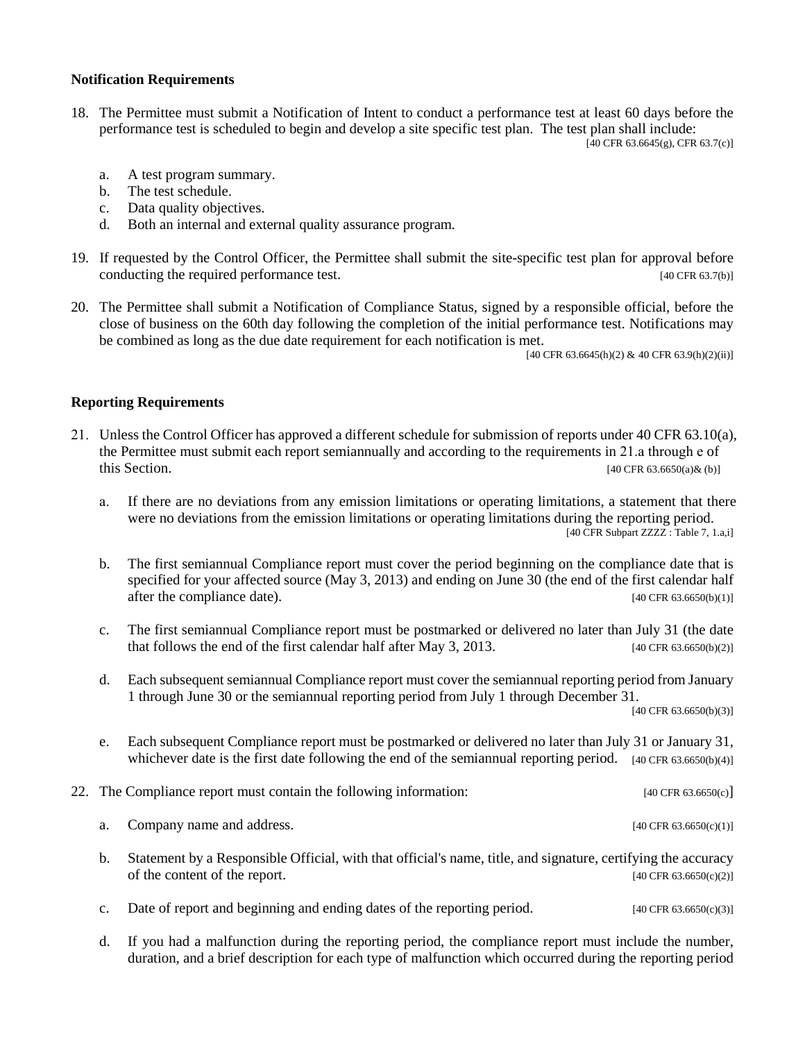**Notification Requirements**

18. The Permittee must submit a Notification of Intent to conduct a performance test at least 60 days before the performance test is scheduled to begin and develop a site specific test plan. The test plan shall include: [40 CFR 63.6645(g), CFR 63.7(c)]

    a. A test program summary.
    b. The test schedule.
    c. Data quality objectives.
    d. Both an internal and external quality assurance program.

19. If requested by the Control Officer, the Permittee shall submit the site-specific test plan for approval before conducting the required performance test. [40 CFR 63.7(b)]

20. The Permittee shall submit a Notification of Compliance Status, signed by a responsible official, before the close of business on the 60th day following the completion of the initial performance test. Notifications may be combined as long as the due date requirement for each notification is met. [40 CFR 63.6645(h)(2) & 40 CFR 63.9(h)(2)(ii)]

**Reporting Requirements**

21. Unless the Control Officer has approved a different schedule for submission of reports under 40 CFR 63.10(a), the Permittee must submit each report semiannually and according to the requirements in 21.a through e of this Section. [40 CFR 63.6650(a)& (b)]

    a. If there are no deviations from any emission limitations or operating limitations, a statement that there were no deviations from the emission limitations or operating limitations during the reporting period. [40 CFR Subpart ZZZZ : Table 7, 1.a,i]

    b. The first semiannual Compliance report must cover the period beginning on the compliance date that is specified for your affected source (May 3, 2013) and ending on June 30 (the end of the first calendar half after the compliance date). [40 CFR 63.6650(b)(1)]

    c. The first semiannual Compliance report must be postmarked or delivered no later than July 31 (the date that follows the end of the first calendar half after May 3, 2013. [40 CFR 63.6650(b)(2)]

    d. Each subsequent semiannual Compliance report must cover the semiannual reporting period from January 1 through June 30 or the semiannual reporting period from July 1 through December 31. [40 CFR 63.6650(b)(3)]

    e. Each subsequent Compliance report must be postmarked or delivered no later than July 31 or January 31, whichever date is the first date following the end of the semiannual reporting period. [40 CFR 63.6650(b)(4)]

22. The Compliance report must contain the following information: [40 CFR 63.6650(c)]

    a. Company name and address. [40 CFR 63.6650(c)(1)]

    b. Statement by a Responsible Official, with that official's name, title, and signature, certifying the accuracy of the content of the report. [40 CFR 63.6650(c)(2)]

    c. Date of report and beginning and ending dates of the reporting period. [40 CFR 63.6650(c)(3)]

    d. If you had a malfunction during the reporting period, the compliance report must include the number, duration, and a brief description for each type of malfunction which occurred during the reporting period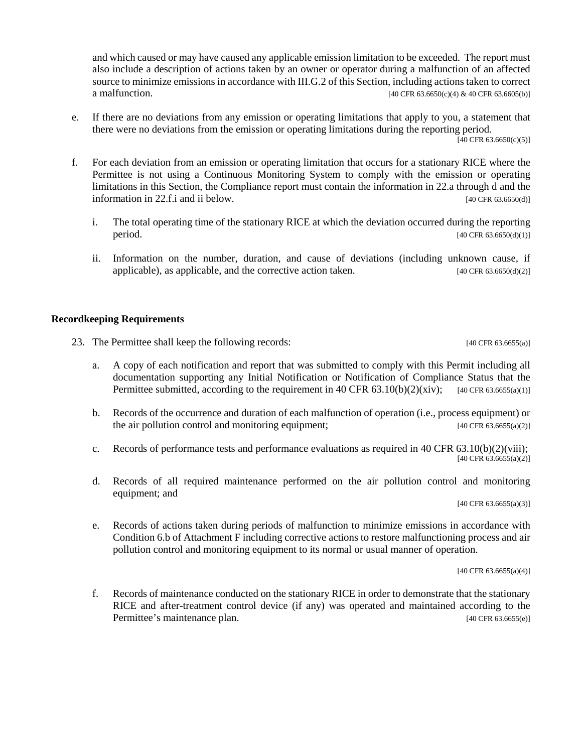and which caused or may have caused any applicable emission limitation to be exceeded. The report must also include a description of actions taken by an owner or operator during a malfunction of an affected source to minimize emissions in accordance with III.G.2 of this Section, including actions taken to correct a malfunction. [40 CFR 63.6650(c)(4) & 40 CFR 63.6605(b)]

e. If there are no deviations from any emission or operating limitations that apply to you, a statement that there were no deviations from the emission or operating limitations during the reporting period. [40 CFR 63.6650(c)(5)]

f. For each deviation from an emission or operating limitation that occurs for a stationary RICE where the Permittee is not using a Continuous Monitoring System to comply with the emission or operating limitations in this Section, the Compliance report must contain the information in 22.a through d and the information in 22.f.i and ii below. [40 CFR 63.6650(d)]

   i. The total operating time of the stationary RICE at which the deviation occurred during the reporting period. [40 CFR 63.6650(d)(1)]

   ii. Information on the number, duration, and cause of deviations (including unknown cause, if applicable), as applicable, and the corrective action taken. [40 CFR 63.6650(d)(2)]

**Recordkeeping Requirements**

23. The Permittee shall keep the following records: [40 CFR 63.6655(a)]

   a. A copy of each notification and report that was submitted to comply with this Permit including all documentation supporting any Initial Notification or Notification of Compliance Status that the Permittee submitted, according to the requirement in 40 CFR 63.10(b)(2)(xiv); [40 CFR 63.6655(a)(1)]

   b. Records of the occurrence and duration of each malfunction of operation (i.e., process equipment) or the air pollution control and monitoring equipment; [40 CFR 63.6655(a)(2)]

   c. Records of performance tests and performance evaluations as required in 40 CFR 63.10(b)(2)(viii); [40 CFR 63.6655(a)(2)]

   d. Records of all required maintenance performed on the air pollution control and monitoring equipment; and [40 CFR 63.6655(a)(3)]

   e. Records of actions taken during periods of malfunction to minimize emissions in accordance with Condition 6.b of Attachment F including corrective actions to restore malfunctioning process and air pollution control and monitoring equipment to its normal or usual manner of operation. [40 CFR 63.6655(a)(4)]

   f. Records of maintenance conducted on the stationary RICE in order to demonstrate that the stationary RICE and after-treatment control device (if any) was operated and maintained according to the Permittee's maintenance plan. [40 CFR 63.6655(e)]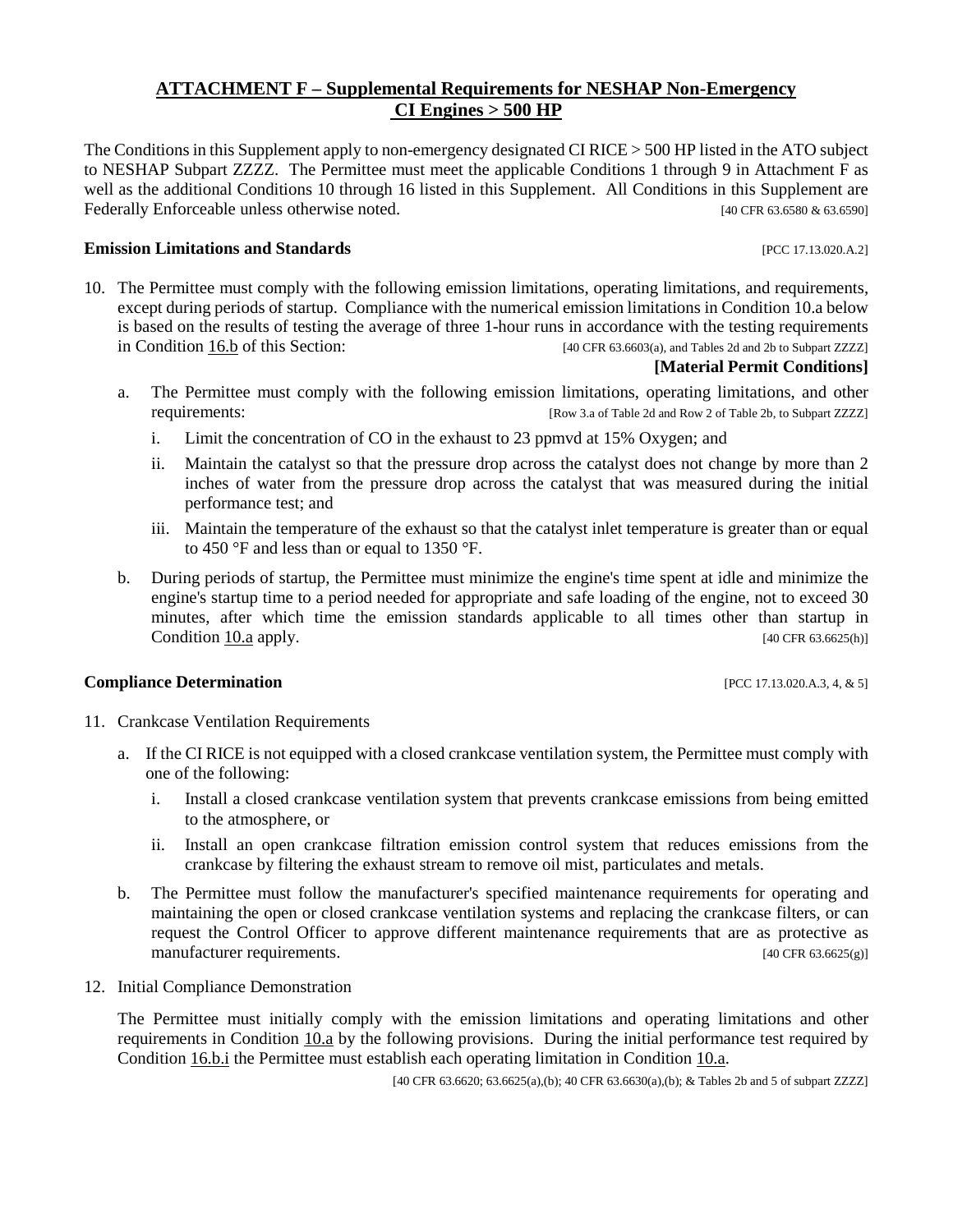## ATTACHMENT F – Supplemental Requirements for NESHAP Non-Emergency CI Engines > 500 HP

The Conditions in this Supplement apply to non-emergency designated CI RICE > 500 HP listed in the ATO subject to NESHAP Subpart ZZZZ. The Permittee must meet the applicable Conditions 1 through 9 in Attachment F as well as the additional Conditions 10 through 16 listed in this Supplement. All Conditions in this Supplement are Federally Enforceable unless otherwise noted. [40 CFR 63.6580 & 63.6590]

**Emission Limitations and Standards** [PCC 17.13.020.A.2]

10. The Permittee must comply with the following emission limitations, operating limitations, and requirements, except during periods of startup. Compliance with the numerical emission limitations in Condition 10.a below is based on the results of testing the average of three 1-hour runs in accordance with the testing requirements in Condition 16.b of this Section: [40 CFR 63.6603(a), and Tables 2d and 2b to Subpart ZZZZ]

    **[Material Permit Conditions]**

    a. The Permittee must comply with the following emission limitations, operating limitations, and other requirements: [Row 3.a of Table 2d and Row 2 of Table 2b, to Subpart ZZZZ]

        i. Limit the concentration of CO in the exhaust to 23 ppmvd at 15% Oxygen; and

        ii. Maintain the catalyst so that the pressure drop across the catalyst does not change by more than 2 inches of water from the pressure drop across the catalyst that was measured during the initial performance test; and

        iii. Maintain the temperature of the exhaust so that the catalyst inlet temperature is greater than or equal to 450 °F and less than or equal to 1350 °F.

    b. During periods of startup, the Permittee must minimize the engine's time spent at idle and minimize the engine's startup time to a period needed for appropriate and safe loading of the engine, not to exceed 30 minutes, after which time the emission standards applicable to all times other than startup in Condition 10.a apply. [40 CFR 63.6625(h)]

**Compliance Determination** [PCC 17.13.020.A.3, 4, & 5]

11. Crankcase Ventilation Requirements

    a. If the CI RICE is not equipped with a closed crankcase ventilation system, the Permittee must comply with one of the following:

        i. Install a closed crankcase ventilation system that prevents crankcase emissions from being emitted to the atmosphere, or

        ii. Install an open crankcase filtration emission control system that reduces emissions from the crankcase by filtering the exhaust stream to remove oil mist, particulates and metals.

    b. The Permittee must follow the manufacturer's specified maintenance requirements for operating and maintaining the open or closed crankcase ventilation systems and replacing the crankcase filters, or can request the Control Officer to approve different maintenance requirements that are as protective as manufacturer requirements. [40 CFR 63.6625(g)]

12. Initial Compliance Demonstration

    The Permittee must initially comply with the emission limitations and operating limitations and other requirements in Condition 10.a by the following provisions. During the initial performance test required by Condition 16.b.i the Permittee must establish each operating limitation in Condition 10.a.

    [40 CFR 63.6620; 63.6625(a),(b); 40 CFR 63.6630(a),(b); & Tables 2b and 5 of subpart ZZZZ]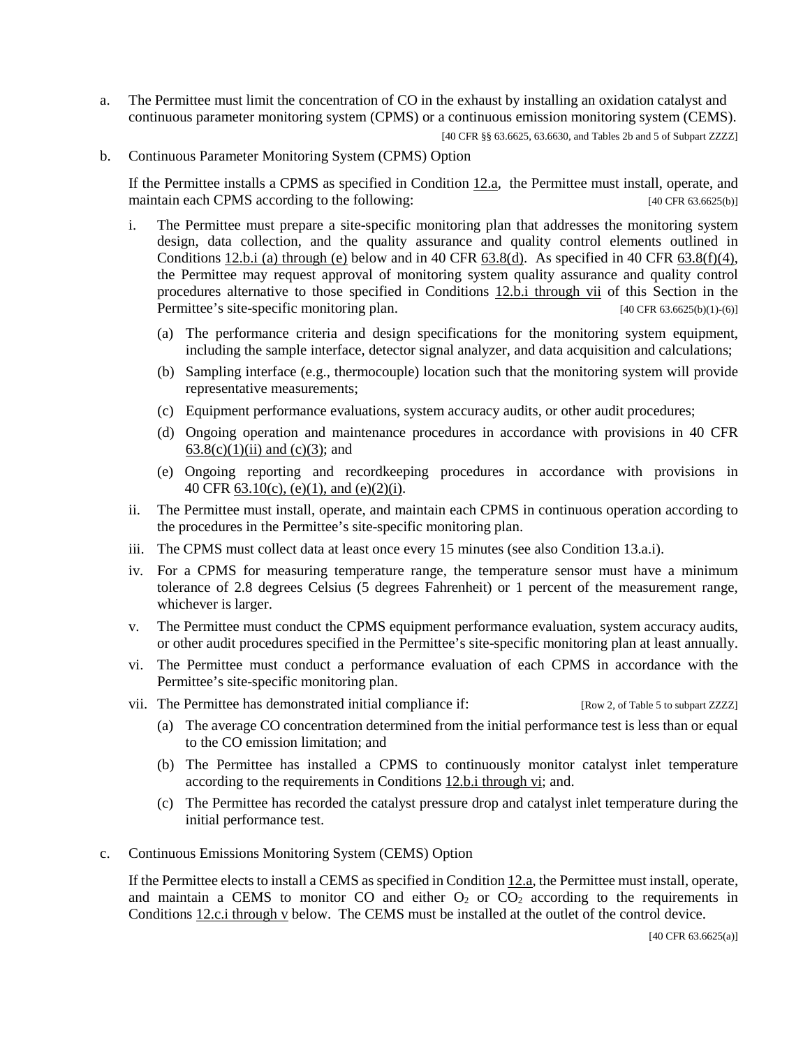a. The Permittee must limit the concentration of CO in the exhaust by installing an oxidation catalyst and continuous parameter monitoring system (CPMS) or a continuous emission monitoring system (CEMS).

[40 CFR §§ 63.6625, 63.6630, and Tables 2b and 5 of Subpart ZZZZ]

b. Continuous Parameter Monitoring System (CPMS) Option

If the Permittee installs a CPMS as specified in Condition 12.a, the Permittee must install, operate, and maintain each CPMS according to the following: [40 CFR 63.6625(b)]

i. The Permittee must prepare a site-specific monitoring plan that addresses the monitoring system design, data collection, and the quality assurance and quality control elements outlined in Conditions 12.b.i (a) through (e) below and in 40 CFR 63.8(d). As specified in 40 CFR 63.8(f)(4), the Permittee may request approval of monitoring system quality assurance and quality control procedures alternative to those specified in Conditions 12.b.i through vii of this Section in the Permittee's site-specific monitoring plan. [40 CFR 63.6625(b)(1)-(6)]

   (a) The performance criteria and design specifications for the monitoring system equipment, including the sample interface, detector signal analyzer, and data acquisition and calculations;

   (b) Sampling interface (e.g., thermocouple) location such that the monitoring system will provide representative measurements;

   (c) Equipment performance evaluations, system accuracy audits, or other audit procedures;

   (d) Ongoing operation and maintenance procedures in accordance with provisions in 40 CFR 63.8(c)(1)(ii) and (c)(3); and

   (e) Ongoing reporting and recordkeeping procedures in accordance with provisions in 40 CFR 63.10(c), (e)(1), and (e)(2)(i).

ii. The Permittee must install, operate, and maintain each CPMS in continuous operation according to the procedures in the Permittee's site-specific monitoring plan.

iii. The CPMS must collect data at least once every 15 minutes (see also Condition 13.a.i).

iv. For a CPMS for measuring temperature range, the temperature sensor must have a minimum tolerance of 2.8 degrees Celsius (5 degrees Fahrenheit) or 1 percent of the measurement range, whichever is larger.

v. The Permittee must conduct the CPMS equipment performance evaluation, system accuracy audits, or other audit procedures specified in the Permittee's site-specific monitoring plan at least annually.

vi. The Permittee must conduct a performance evaluation of each CPMS in accordance with the Permittee's site-specific monitoring plan.

vii. The Permittee has demonstrated initial compliance if: [Row 2, of Table 5 to subpart ZZZZ]

   (a) The average CO concentration determined from the initial performance test is less than or equal to the CO emission limitation; and

   (b) The Permittee has installed a CPMS to continuously monitor catalyst inlet temperature according to the requirements in Conditions 12.b.i through vi; and.

   (c) The Permittee has recorded the catalyst pressure drop and catalyst inlet temperature during the initial performance test.

c. Continuous Emissions Monitoring System (CEMS) Option

If the Permittee elects to install a CEMS as specified in Condition 12.a, the Permittee must install, operate, and maintain a CEMS to monitor CO and either $O_2$ or $CO_2$ according to the requirements in Conditions 12.c.i through v below. The CEMS must be installed at the outlet of the control device.

[40 CFR 63.6625(a)]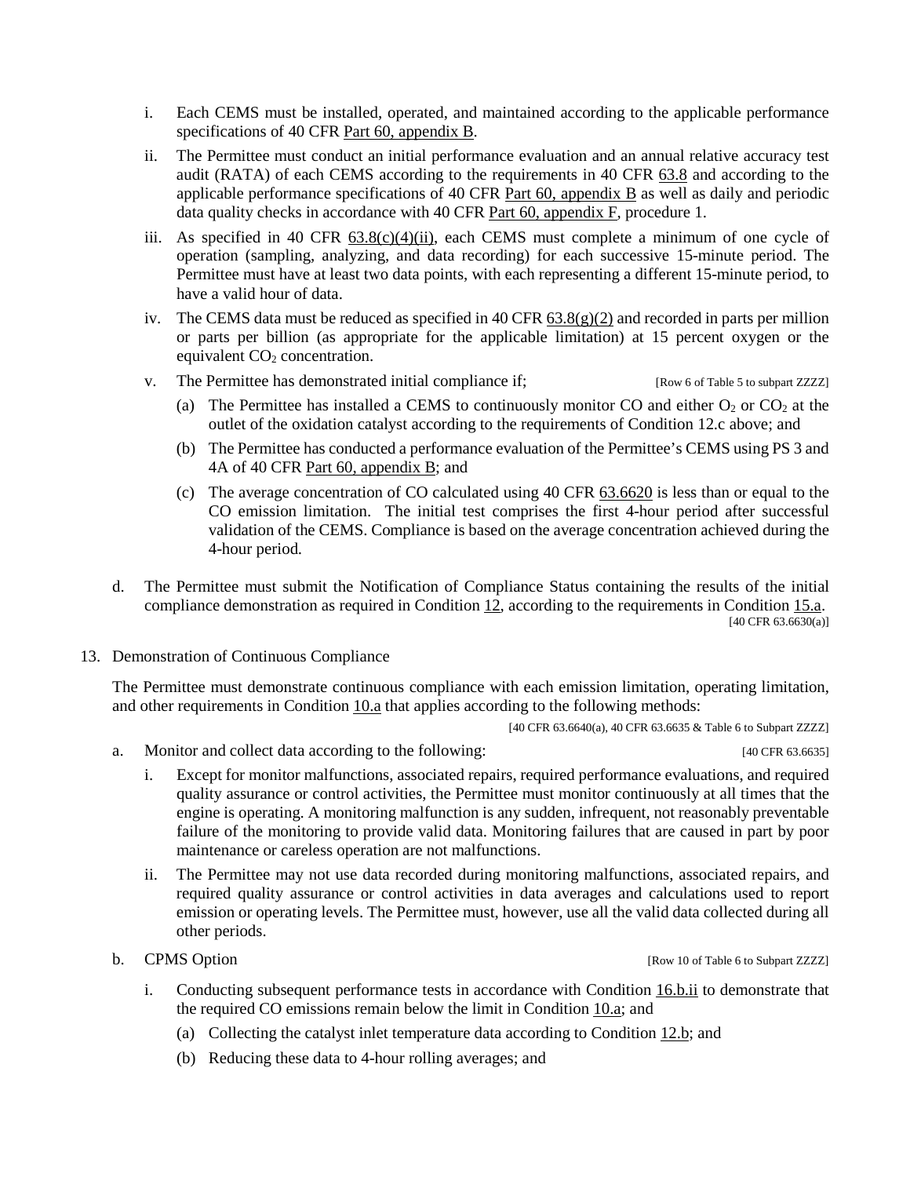i. Each CEMS must be installed, operated, and maintained according to the applicable performance specifications of 40 CFR Part 60, appendix B.

ii. The Permittee must conduct an initial performance evaluation and an annual relative accuracy test audit (RATA) of each CEMS according to the requirements in 40 CFR 63.8 and according to the applicable performance specifications of 40 CFR Part 60, appendix B as well as daily and periodic data quality checks in accordance with 40 CFR Part 60, appendix F, procedure 1.

iii. As specified in 40 CFR 63.8(c)(4)(ii), each CEMS must complete a minimum of one cycle of operation (sampling, analyzing, and data recording) for each successive 15-minute period. The Permittee must have at least two data points, with each representing a different 15-minute period, to have a valid hour of data.

iv. The CEMS data must be reduced as specified in 40 CFR 63.8(g)(2) and recorded in parts per million or parts per billion (as appropriate for the applicable limitation) at 15 percent oxygen or the equivalent $CO_2$ concentration.

v. The Permittee has demonstrated initial compliance if; [Row 6 of Table 5 to subpart ZZZZ]

(a) The Permittee has installed a CEMS to continuously monitor CO and either $O_2$ or $CO_2$ at the outlet of the oxidation catalyst according to the requirements of Condition 12.c above; and

(b) The Permittee has conducted a performance evaluation of the Permittee's CEMS using PS 3 and 4A of 40 CFR Part 60, appendix B; and

(c) The average concentration of CO calculated using 40 CFR 63.6620 is less than or equal to the CO emission limitation. The initial test comprises the first 4-hour period after successful validation of the CEMS. Compliance is based on the average concentration achieved during the 4-hour period.

d. The Permittee must submit the Notification of Compliance Status containing the results of the initial compliance demonstration as required in Condition 12, according to the requirements in Condition 15.a. [40 CFR 63.6630(a)]

13. Demonstration of Continuous Compliance

The Permittee must demonstrate continuous compliance with each emission limitation, operating limitation, and other requirements in Condition 10.a that applies according to the following methods:

[40 CFR 63.6640(a), 40 CFR 63.6635 & Table 6 to Subpart ZZZZ]

a. Monitor and collect data according to the following: [40 CFR 63.6635]

i. Except for monitor malfunctions, associated repairs, required performance evaluations, and required quality assurance or control activities, the Permittee must monitor continuously at all times that the engine is operating. A monitoring malfunction is any sudden, infrequent, not reasonably preventable failure of the monitoring to provide valid data. Monitoring failures that are caused in part by poor maintenance or careless operation are not malfunctions.

ii. The Permittee may not use data recorded during monitoring malfunctions, associated repairs, and required quality assurance or control activities in data averages and calculations used to report emission or operating levels. The Permittee must, however, use all the valid data collected during all other periods.

b. CPMS Option [Row 10 of Table 6 to Subpart ZZZZ]

i. Conducting subsequent performance tests in accordance with Condition 16.b.ii to demonstrate that the required CO emissions remain below the limit in Condition 10.a; and

(a) Collecting the catalyst inlet temperature data according to Condition 12.b; and

(b) Reducing these data to 4-hour rolling averages; and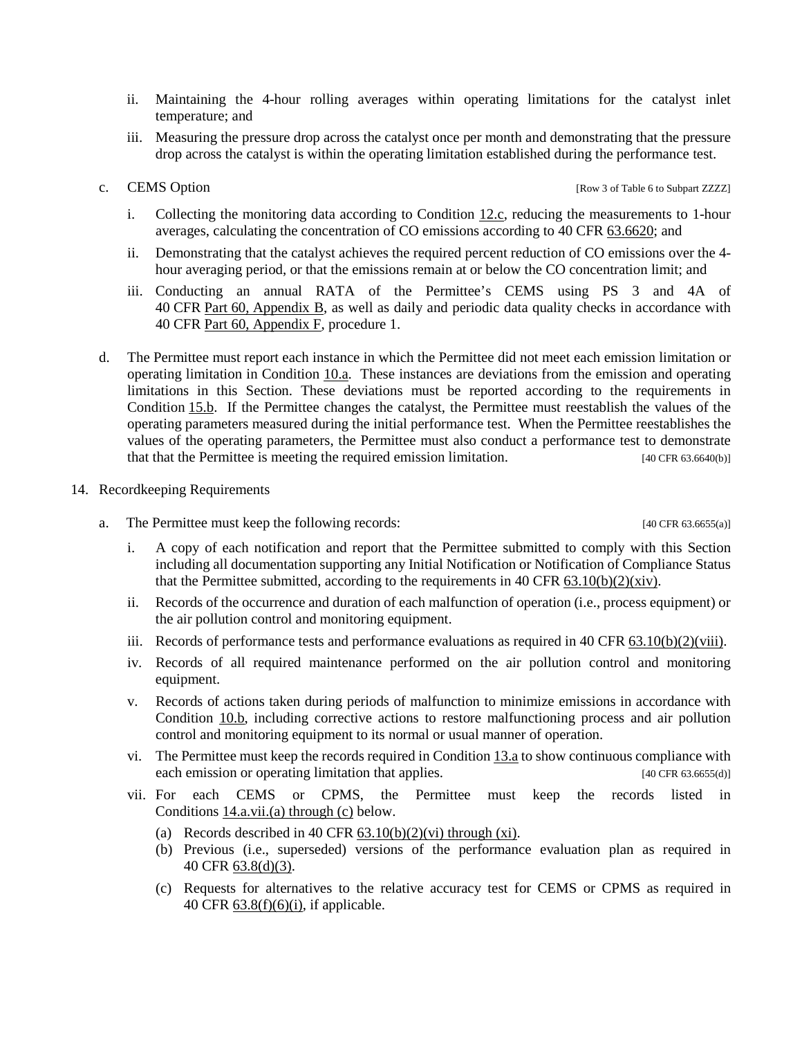ii. Maintaining the 4-hour rolling averages within operating limitations for the catalyst inlet temperature; and

iii. Measuring the pressure drop across the catalyst once per month and demonstrating that the pressure drop across the catalyst is within the operating limitation established during the performance test.

c. CEMS Option [Row 3 of Table 6 to Subpart ZZZZ]

i. Collecting the monitoring data according to Condition 12.c, reducing the measurements to 1-hour averages, calculating the concentration of CO emissions according to 40 CFR 63.6620; and

ii. Demonstrating that the catalyst achieves the required percent reduction of CO emissions over the 4-hour averaging period, or that the emissions remain at or below the CO concentration limit; and

iii. Conducting an annual RATA of the Permittee's CEMS using PS 3 and 4A of 40 CFR Part 60, Appendix B, as well as daily and periodic data quality checks in accordance with 40 CFR Part 60, Appendix F, procedure 1.

d. The Permittee must report each instance in which the Permittee did not meet each emission limitation or operating limitation in Condition 10.a. These instances are deviations from the emission and operating limitations in this Section. These deviations must be reported according to the requirements in Condition 15.b. If the Permittee changes the catalyst, the Permittee must reestablish the values of the operating parameters measured during the initial performance test. When the Permittee reestablishes the values of the operating parameters, the Permittee must also conduct a performance test to demonstrate that that the Permittee is meeting the required emission limitation. [40 CFR 63.6640(b)]

14. Recordkeeping Requirements

a. The Permittee must keep the following records: [40 CFR 63.6655(a)]

i. A copy of each notification and report that the Permittee submitted to comply with this Section including all documentation supporting any Initial Notification or Notification of Compliance Status that the Permittee submitted, according to the requirements in 40 CFR 63.10(b)(2)(xiv).

ii. Records of the occurrence and duration of each malfunction of operation (i.e., process equipment) or the air pollution control and monitoring equipment.

iii. Records of performance tests and performance evaluations as required in 40 CFR 63.10(b)(2)(viii).

iv. Records of all required maintenance performed on the air pollution control and monitoring equipment.

v. Records of actions taken during periods of malfunction to minimize emissions in accordance with Condition 10.b, including corrective actions to restore malfunctioning process and air pollution control and monitoring equipment to its normal or usual manner of operation.

vi. The Permittee must keep the records required in Condition 13.a to show continuous compliance with each emission or operating limitation that applies. [40 CFR 63.6655(d)]

vii. For each CEMS or CPMS, the Permittee must keep the records listed in Conditions 14.a.vii.(a) through (c) below.

(a) Records described in 40 CFR 63.10(b)(2)(vi) through (xi).

(b) Previous (i.e., superseded) versions of the performance evaluation plan as required in 40 CFR 63.8(d)(3).

(c) Requests for alternatives to the relative accuracy test for CEMS or CPMS as required in 40 CFR 63.8(f)(6)(i), if applicable.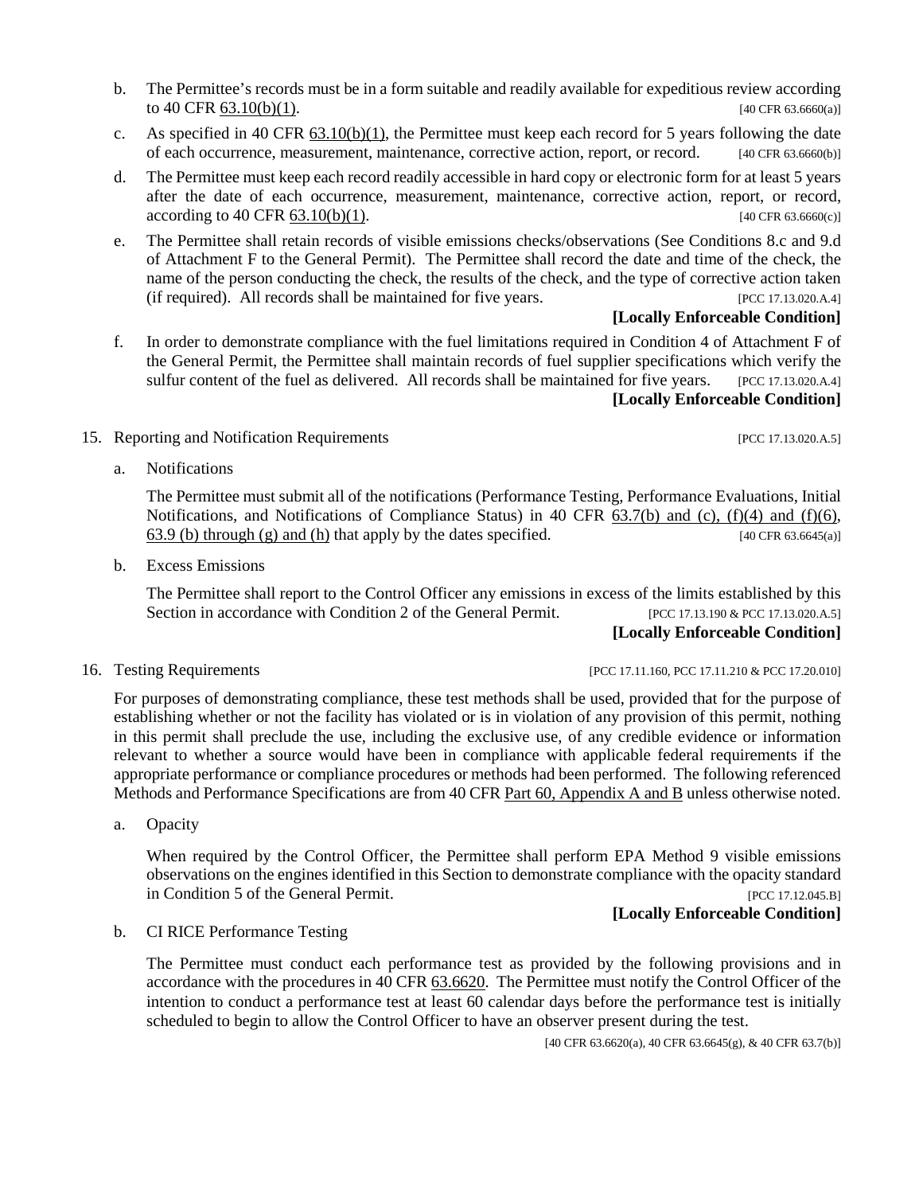b. The Permittee's records must be in a form suitable and readily available for expeditious review according to 40 CFR 63.10(b)(1). [40 CFR 63.6660(a)]

c. As specified in 40 CFR 63.10(b)(1), the Permittee must keep each record for 5 years following the date of each occurrence, measurement, maintenance, corrective action, report, or record. [40 CFR 63.6660(b)]

d. The Permittee must keep each record readily accessible in hard copy or electronic form for at least 5 years after the date of each occurrence, measurement, maintenance, corrective action, report, or record, according to 40 CFR 63.10(b)(1). [40 CFR 63.6660(c)]

e. The Permittee shall retain records of visible emissions checks/observations (See Conditions 8.c and 9.d of Attachment F to the General Permit). The Permittee shall record the date and time of the check, the name of the person conducting the check, the results of the check, and the type of corrective action taken (if required). All records shall be maintained for five years. [PCC 17.13.020.A.4]

**[Locally Enforceable Condition]**

f. In order to demonstrate compliance with the fuel limitations required in Condition 4 of Attachment F of the General Permit, the Permittee shall maintain records of fuel supplier specifications which verify the sulfur content of the fuel as delivered. All records shall be maintained for five years. [PCC 17.13.020.A.4]

**[Locally Enforceable Condition]**

15. Reporting and Notification Requirements [PCC 17.13.020.A.5]

a. Notifications

The Permittee must submit all of the notifications (Performance Testing, Performance Evaluations, Initial Notifications, and Notifications of Compliance Status) in 40 CFR 63.7(b) and (c), (f)(4) and (f)(6), 63.9 (b) through (g) and (h) that apply by the dates specified. [40 CFR 63.6645(a)]

b. Excess Emissions

The Permittee shall report to the Control Officer any emissions in excess of the limits established by this Section in accordance with Condition 2 of the General Permit. [PCC 17.13.190 & PCC 17.13.020.A.5]

**[Locally Enforceable Condition]**

16. Testing Requirements [PCC 17.11.160, PCC 17.11.210 & PCC 17.20.010]

For purposes of demonstrating compliance, these test methods shall be used, provided that for the purpose of establishing whether or not the facility has violated or is in violation of any provision of this permit, nothing in this permit shall preclude the use, including the exclusive use, of any credible evidence or information relevant to whether a source would have been in compliance with applicable federal requirements if the appropriate performance or compliance procedures or methods had been performed. The following referenced Methods and Performance Specifications are from 40 CFR Part 60, Appendix A and B unless otherwise noted.

a. Opacity

When required by the Control Officer, the Permittee shall perform EPA Method 9 visible emissions observations on the engines identified in this Section to demonstrate compliance with the opacity standard in Condition 5 of the General Permit. [PCC 17.12.045.B]

**[Locally Enforceable Condition]**

b. CI RICE Performance Testing

The Permittee must conduct each performance test as provided by the following provisions and in accordance with the procedures in 40 CFR 63.6620. The Permittee must notify the Control Officer of the intention to conduct a performance test at least 60 calendar days before the performance test is initially scheduled to begin to allow the Control Officer to have an observer present during the test.

[40 CFR 63.6620(a), 40 CFR 63.6645(g), & 40 CFR 63.7(b)]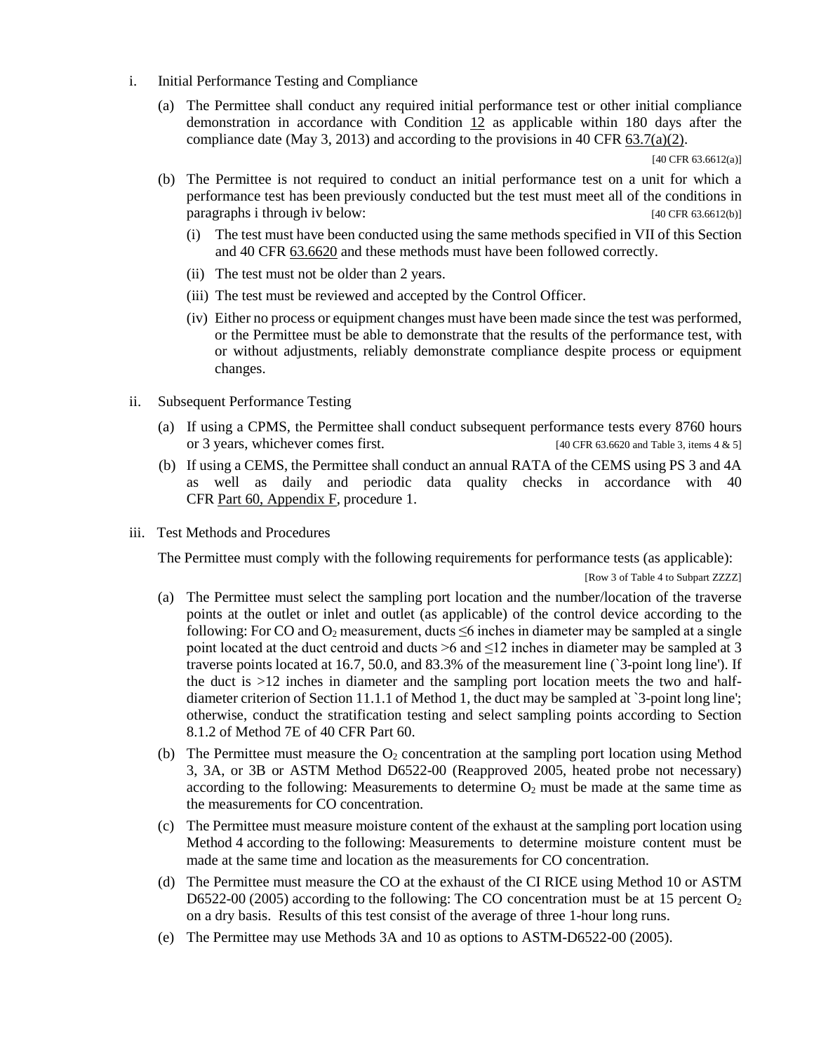i. Initial Performance Testing and Compliance

(a) The Permittee shall conduct any required initial performance test or other initial compliance demonstration in accordance with Condition 12 as applicable within 180 days after the compliance date (May 3, 2013) and according to the provisions in 40 CFR 63.7(a)(2).

[40 CFR 63.6612(a)]

(b) The Permittee is not required to conduct an initial performance test on a unit for which a performance test has been previously conducted but the test must meet all of the conditions in paragraphs i through iv below: [40 CFR 63.6612(b)]

(i) The test must have been conducted using the same methods specified in VII of this Section and 40 CFR 63.6620 and these methods must have been followed correctly.

(ii) The test must not be older than 2 years.

(iii) The test must be reviewed and accepted by the Control Officer.

(iv) Either no process or equipment changes must have been made since the test was performed, or the Permittee must be able to demonstrate that the results of the performance test, with or without adjustments, reliably demonstrate compliance despite process or equipment changes.

ii. Subsequent Performance Testing

(a) If using a CPMS, the Permittee shall conduct subsequent performance tests every 8760 hours or 3 years, whichever comes first. [40 CFR 63.6620 and Table 3, items 4 & 5]

(b) If using a CEMS, the Permittee shall conduct an annual RATA of the CEMS using PS 3 and 4A as well as daily and periodic data quality checks in accordance with 40 CFR Part 60, Appendix F, procedure 1.

iii. Test Methods and Procedures

The Permittee must comply with the following requirements for performance tests (as applicable):

[Row 3 of Table 4 to Subpart ZZZZ]

(a) The Permittee must select the sampling port location and the number/location of the traverse points at the outlet or inlet and outlet (as applicable) of the control device according to the following: For CO and $O_2$ measurement, ducts ≤6 inches in diameter may be sampled at a single point located at the duct centroid and ducts >6 and ≤12 inches in diameter may be sampled at 3 traverse points located at 16.7, 50.0, and 83.3% of the measurement line (`3-point long line'). If the duct is >12 inches in diameter and the sampling port location meets the two and half-diameter criterion of Section 11.1.1 of Method 1, the duct may be sampled at `3-point long line'; otherwise, conduct the stratification testing and select sampling points according to Section 8.1.2 of Method 7E of 40 CFR Part 60.

(b) The Permittee must measure the $O_2$ concentration at the sampling port location using Method 3, 3A, or 3B or ASTM Method D6522-00 (Reapproved 2005, heated probe not necessary) according to the following: Measurements to determine $O_2$ must be made at the same time as the measurements for CO concentration.

(c) The Permittee must measure moisture content of the exhaust at the sampling port location using Method 4 according to the following: Measurements to determine moisture content must be made at the same time and location as the measurements for CO concentration.

(d) The Permittee must measure the CO at the exhaust of the CI RICE using Method 10 or ASTM D6522-00 (2005) according to the following: The CO concentration must be at 15 percent $O_2$ on a dry basis. Results of this test consist of the average of three 1-hour long runs.

(e) The Permittee may use Methods 3A and 10 as options to ASTM-D6522-00 (2005).